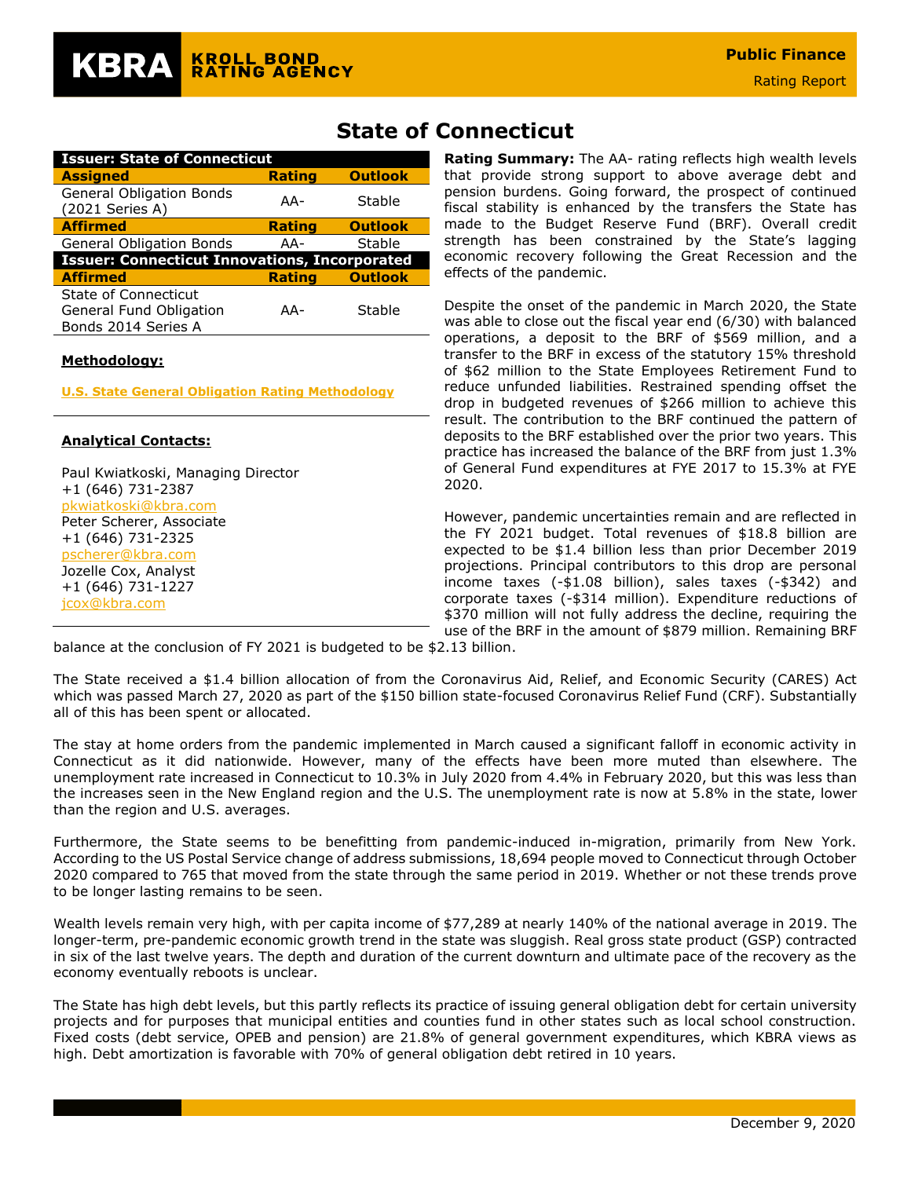# State of Connecticut

| Issuer: State of Connecticut | | |
|---|---|---|
| **Assigned** | **Rating** | **Outlook** |
| General Obligation Bonds (2021 Series A) | AA- | Stable |
| **Affirmed** | **Rating** | **Outlook** |
| General Obligation Bonds | AA- | Stable |
| **Issuer: Connecticut Innovations, Incorporated** | | |
| **Affirmed** | **Rating** | **Outlook** |
| State of Connecticut General Fund Obligation Bonds 2014 Series A | AA- | Stable |

**Methodology:**

U.S. State General Obligation Rating Methodology

**Analytical Contacts:**

Paul Kwiatkoski, Managing Director
+1 (646) 731-2387
pkwiatkoski@kbra.com
Peter Scherer, Associate
+1 (646) 731-2325
pscherer@kbra.com
Jozelle Cox, Analyst
+1 (646) 731-1227
jcox@kbra.com

**Rating Summary:** The AA- rating reflects high wealth levels that provide strong support to above average debt and pension burdens. Going forward, the prospect of continued fiscal stability is enhanced by the transfers the State has made to the Budget Reserve Fund (BRF). Overall credit strength has been constrained by the State's lagging economic recovery following the Great Recession and the effects of the pandemic.

Despite the onset of the pandemic in March 2020, the State was able to close out the fiscal year end (6/30) with balanced operations, a deposit to the BRF of $569 million, and a transfer to the BRF in excess of the statutory 15% threshold of $62 million to the State Employees Retirement Fund to reduce unfunded liabilities. Restrained spending offset the drop in budgeted revenues of $266 million to achieve this result. The contribution to the BRF continued the pattern of deposits to the BRF established over the prior two years. This practice has increased the balance of the BRF from just 1.3% of General Fund expenditures at FYE 2017 to 15.3% at FYE 2020.

However, pandemic uncertainties remain and are reflected in the FY 2021 budget. Total revenues of $18.8 billion are expected to be $1.4 billion less than prior December 2019 projections. Principal contributors to this drop are personal income taxes (-$1.08 billion), sales taxes (-$342) and corporate taxes (-$314 million). Expenditure reductions of $370 million will not fully address the decline, requiring the use of the BRF in the amount of $879 million. Remaining BRF balance at the conclusion of FY 2021 is budgeted to be $2.13 billion.

The State received a $1.4 billion allocation of from the Coronavirus Aid, Relief, and Economic Security (CARES) Act which was passed March 27, 2020 as part of the $150 billion state-focused Coronavirus Relief Fund (CRF). Substantially all of this has been spent or allocated.

The stay at home orders from the pandemic implemented in March caused a significant falloff in economic activity in Connecticut as it did nationwide. However, many of the effects have been more muted than elsewhere. The unemployment rate increased in Connecticut to 10.3% in July 2020 from 4.4% in February 2020, but this was less than the increases seen in the New England region and the U.S. The unemployment rate is now at 5.8% in the state, lower than the region and U.S. averages.

Furthermore, the State seems to be benefitting from pandemic-induced in-migration, primarily from New York. According to the US Postal Service change of address submissions, 18,694 people moved to Connecticut through October 2020 compared to 765 that moved from the state through the same period in 2019. Whether or not these trends prove to be longer lasting remains to be seen.

Wealth levels remain very high, with per capita income of $77,289 at nearly 140% of the national average in 2019. The longer-term, pre-pandemic economic growth trend in the state was sluggish. Real gross state product (GSP) contracted in six of the last twelve years. The depth and duration of the current downturn and ultimate pace of the recovery as the economy eventually reboots is unclear.

The State has high debt levels, but this partly reflects its practice of issuing general obligation debt for certain university projects and for purposes that municipal entities and counties fund in other states such as local school construction. Fixed costs (debt service, OPEB and pension) are 21.8% of general government expenditures, which KBRA views as high. Debt amortization is favorable with 70% of general obligation debt retired in 10 years.

December 9, 2020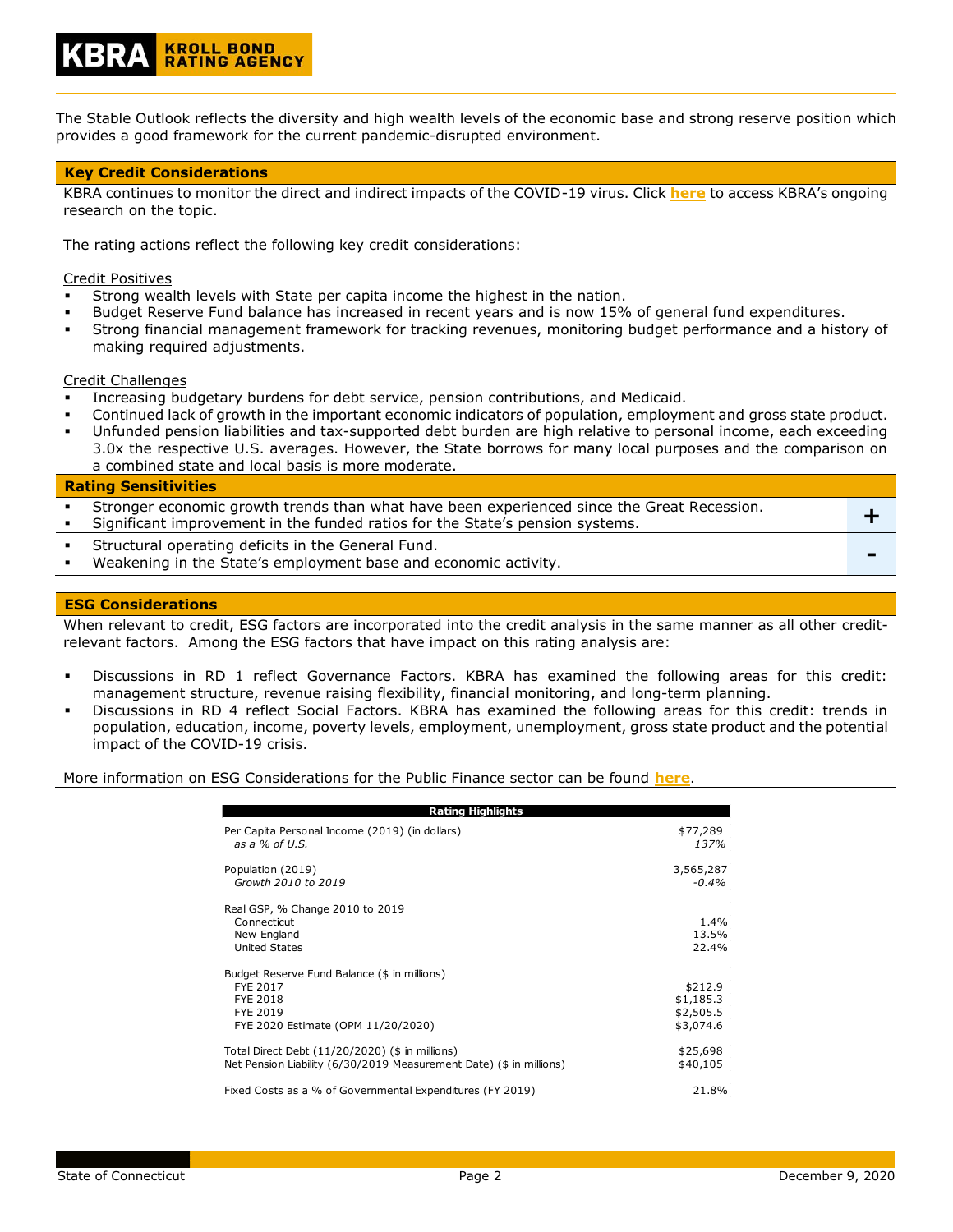The Stable Outlook reflects the diversity and high wealth levels of the economic base and strong reserve position which provides a good framework for the current pandemic-disrupted environment.

## Key Credit Considerations

KBRA continues to monitor the direct and indirect impacts of the COVID-19 virus. Click **here** to access KBRA's ongoing research on the topic.

The rating actions reflect the following key credit considerations:

Credit Positives

- Strong wealth levels with State per capita income the highest in the nation.
- Budget Reserve Fund balance has increased in recent years and is now 15% of general fund expenditures.
- Strong financial management framework for tracking revenues, monitoring budget performance and a history of making required adjustments.

Credit Challenges

- Increasing budgetary burdens for debt service, pension contributions, and Medicaid.
- Continued lack of growth in the important economic indicators of population, employment and gross state product.
- Unfunded pension liabilities and tax-supported debt burden are high relative to personal income, each exceeding 3.0x the respective U.S. averages. However, the State borrows for many local purposes and the comparison on a combined state and local basis is more moderate.

## Rating Sensitivities

| | |
|---|---|
| ▪ Stronger economic growth trends than what have been experienced since the Great Recession.<br>▪ Significant improvement in the funded ratios for the State's pension systems. | **+** |
| ▪ Structural operating deficits in the General Fund.<br>▪ Weakening in the State's employment base and economic activity. | **-** |

## ESG Considerations

When relevant to credit, ESG factors are incorporated into the credit analysis in the same manner as all other credit-relevant factors. Among the ESG factors that have impact on this rating analysis are:

- Discussions in RD 1 reflect Governance Factors. KBRA has examined the following areas for this credit: management structure, revenue raising flexibility, financial monitoring, and long-term planning.
- Discussions in RD 4 reflect Social Factors. KBRA has examined the following areas for this credit: trends in population, education, income, poverty levels, employment, unemployment, gross state product and the potential impact of the COVID-19 crisis.

More information on ESG Considerations for the Public Finance sector can be found **here**.

| Rating Highlights | |
|---|---|
| Per Capita Personal Income (2019) (in dollars) | $77,289 |
| *as a % of U.S.* | *137%* |
| Population (2019) | 3,565,287 |
| *Growth 2010 to 2019* | *-0.4%* |
| Real GSP, % Change 2010 to 2019 | |
| Connecticut | 1.4% |
| New England | 13.5% |
| United States | 22.4% |
| Budget Reserve Fund Balance ($ in millions) | |
| FYE 2017 | $212.9 |
| FYE 2018 | $1,185.3 |
| FYE 2019 | $2,505.5 |
| FYE 2020 Estimate (OPM 11/20/2020) | $3,074.6 |
| Total Direct Debt (11/20/2020) ($ in millions) | $25,698 |
| Net Pension Liability (6/30/2019 Measurement Date) ($ in millions) | $40,105 |
| Fixed Costs as a % of Governmental Expenditures (FY 2019) | 21.8% |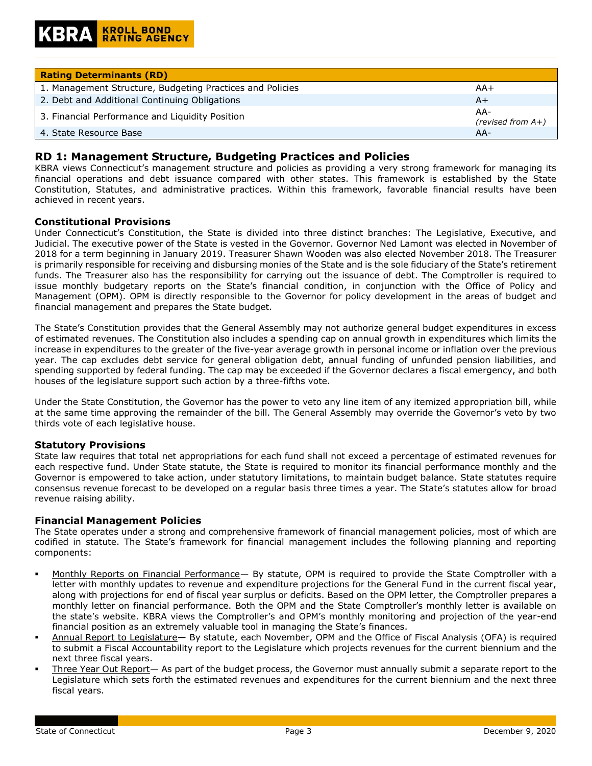| Rating Determinants (RD) | |
|---|---|
| 1. Management Structure, Budgeting Practices and Policies | AA+ |
| 2. Debt and Additional Continuing Obligations | A+ |
| 3. Financial Performance and Liquidity Position | AA- *(revised from A+)* |
| 4. State Resource Base | AA- |

## RD 1: Management Structure, Budgeting Practices and Policies

KBRA views Connecticut's management structure and policies as providing a very strong framework for managing its financial operations and debt issuance compared with other states. This framework is established by the State Constitution, Statutes, and administrative practices. Within this framework, favorable financial results have been achieved in recent years.

### Constitutional Provisions

Under Connecticut's Constitution, the State is divided into three distinct branches: The Legislative, Executive, and Judicial. The executive power of the State is vested in the Governor. Governor Ned Lamont was elected in November of 2018 for a term beginning in January 2019. Treasurer Shawn Wooden was also elected November 2018. The Treasurer is primarily responsible for receiving and disbursing monies of the State and is the sole fiduciary of the State's retirement funds. The Treasurer also has the responsibility for carrying out the issuance of debt. The Comptroller is required to issue monthly budgetary reports on the State's financial condition, in conjunction with the Office of Policy and Management (OPM). OPM is directly responsible to the Governor for policy development in the areas of budget and financial management and prepares the State budget.

The State's Constitution provides that the General Assembly may not authorize general budget expenditures in excess of estimated revenues. The Constitution also includes a spending cap on annual growth in expenditures which limits the increase in expenditures to the greater of the five-year average growth in personal income or inflation over the previous year. The cap excludes debt service for general obligation debt, annual funding of unfunded pension liabilities, and spending supported by federal funding. The cap may be exceeded if the Governor declares a fiscal emergency, and both houses of the legislature support such action by a three-fifths vote.

Under the State Constitution, the Governor has the power to veto any line item of any itemized appropriation bill, while at the same time approving the remainder of the bill. The General Assembly may override the Governor's veto by two thirds vote of each legislative house.

### Statutory Provisions

State law requires that total net appropriations for each fund shall not exceed a percentage of estimated revenues for each respective fund. Under State statute, the State is required to monitor its financial performance monthly and the Governor is empowered to take action, under statutory limitations, to maintain budget balance. State statutes require consensus revenue forecast to be developed on a regular basis three times a year. The State's statutes allow for broad revenue raising ability.

### Financial Management Policies

The State operates under a strong and comprehensive framework of financial management policies, most of which are codified in statute. The State's framework for financial management includes the following planning and reporting components:

- Monthly Reports on Financial Performance— By statute, OPM is required to provide the State Comptroller with a letter with monthly updates to revenue and expenditure projections for the General Fund in the current fiscal year, along with projections for end of fiscal year surplus or deficits. Based on the OPM letter, the Comptroller prepares a monthly letter on financial performance. Both the OPM and the State Comptroller's monthly letter is available on the state's website. KBRA views the Comptroller's and OPM's monthly monitoring and projection of the year-end financial position as an extremely valuable tool in managing the State's finances.
- Annual Report to Legislature— By statute, each November, OPM and the Office of Fiscal Analysis (OFA) is required to submit a Fiscal Accountability report to the Legislature which projects revenues for the current biennium and the next three fiscal years.
- Three Year Out Report— As part of the budget process, the Governor must annually submit a separate report to the Legislature which sets forth the estimated revenues and expenditures for the current biennium and the next three fiscal years.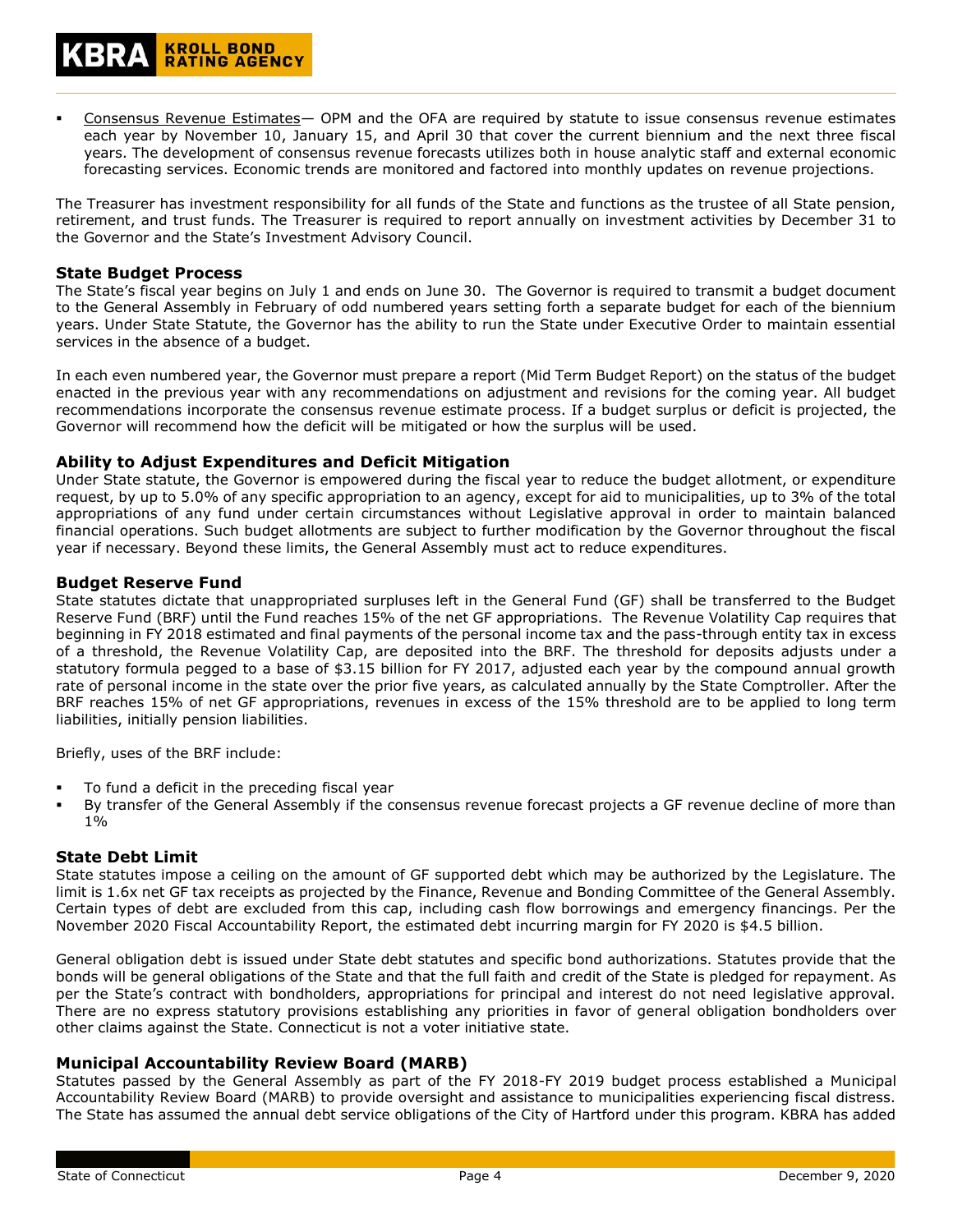- Consensus Revenue Estimates— OPM and the OFA are required by statute to issue consensus revenue estimates each year by November 10, January 15, and April 30 that cover the current biennium and the next three fiscal years. The development of consensus revenue forecasts utilizes both in house analytic staff and external economic forecasting services. Economic trends are monitored and factored into monthly updates on revenue projections.

The Treasurer has investment responsibility for all funds of the State and functions as the trustee of all State pension, retirement, and trust funds. The Treasurer is required to report annually on investment activities by December 31 to the Governor and the State's Investment Advisory Council.

### State Budget Process

The State's fiscal year begins on July 1 and ends on June 30. The Governor is required to transmit a budget document to the General Assembly in February of odd numbered years setting forth a separate budget for each of the biennium years. Under State Statute, the Governor has the ability to run the State under Executive Order to maintain essential services in the absence of a budget.

In each even numbered year, the Governor must prepare a report (Mid Term Budget Report) on the status of the budget enacted in the previous year with any recommendations on adjustment and revisions for the coming year. All budget recommendations incorporate the consensus revenue estimate process. If a budget surplus or deficit is projected, the Governor will recommend how the deficit will be mitigated or how the surplus will be used.

### Ability to Adjust Expenditures and Deficit Mitigation

Under State statute, the Governor is empowered during the fiscal year to reduce the budget allotment, or expenditure request, by up to 5.0% of any specific appropriation to an agency, except for aid to municipalities, up to 3% of the total appropriations of any fund under certain circumstances without Legislative approval in order to maintain balanced financial operations. Such budget allotments are subject to further modification by the Governor throughout the fiscal year if necessary. Beyond these limits, the General Assembly must act to reduce expenditures.

### Budget Reserve Fund

State statutes dictate that unappropriated surpluses left in the General Fund (GF) shall be transferred to the Budget Reserve Fund (BRF) until the Fund reaches 15% of the net GF appropriations. The Revenue Volatility Cap requires that beginning in FY 2018 estimated and final payments of the personal income tax and the pass-through entity tax in excess of a threshold, the Revenue Volatility Cap, are deposited into the BRF. The threshold for deposits adjusts under a statutory formula pegged to a base of $3.15 billion for FY 2017, adjusted each year by the compound annual growth rate of personal income in the state over the prior five years, as calculated annually by the State Comptroller. After the BRF reaches 15% of net GF appropriations, revenues in excess of the 15% threshold are to be applied to long term liabilities, initially pension liabilities.

Briefly, uses of the BRF include:

- To fund a deficit in the preceding fiscal year
- By transfer of the General Assembly if the consensus revenue forecast projects a GF revenue decline of more than 1%

### State Debt Limit

State statutes impose a ceiling on the amount of GF supported debt which may be authorized by the Legislature. The limit is 1.6x net GF tax receipts as projected by the Finance, Revenue and Bonding Committee of the General Assembly. Certain types of debt are excluded from this cap, including cash flow borrowings and emergency financings. Per the November 2020 Fiscal Accountability Report, the estimated debt incurring margin for FY 2020 is $4.5 billion.

General obligation debt is issued under State debt statutes and specific bond authorizations. Statutes provide that the bonds will be general obligations of the State and that the full faith and credit of the State is pledged for repayment. As per the State's contract with bondholders, appropriations for principal and interest do not need legislative approval. There are no express statutory provisions establishing any priorities in favor of general obligation bondholders over other claims against the State. Connecticut is not a voter initiative state.

### Municipal Accountability Review Board (MARB)

Statutes passed by the General Assembly as part of the FY 2018-FY 2019 budget process established a Municipal Accountability Review Board (MARB) to provide oversight and assistance to municipalities experiencing fiscal distress. The State has assumed the annual debt service obligations of the City of Hartford under this program. KBRA has added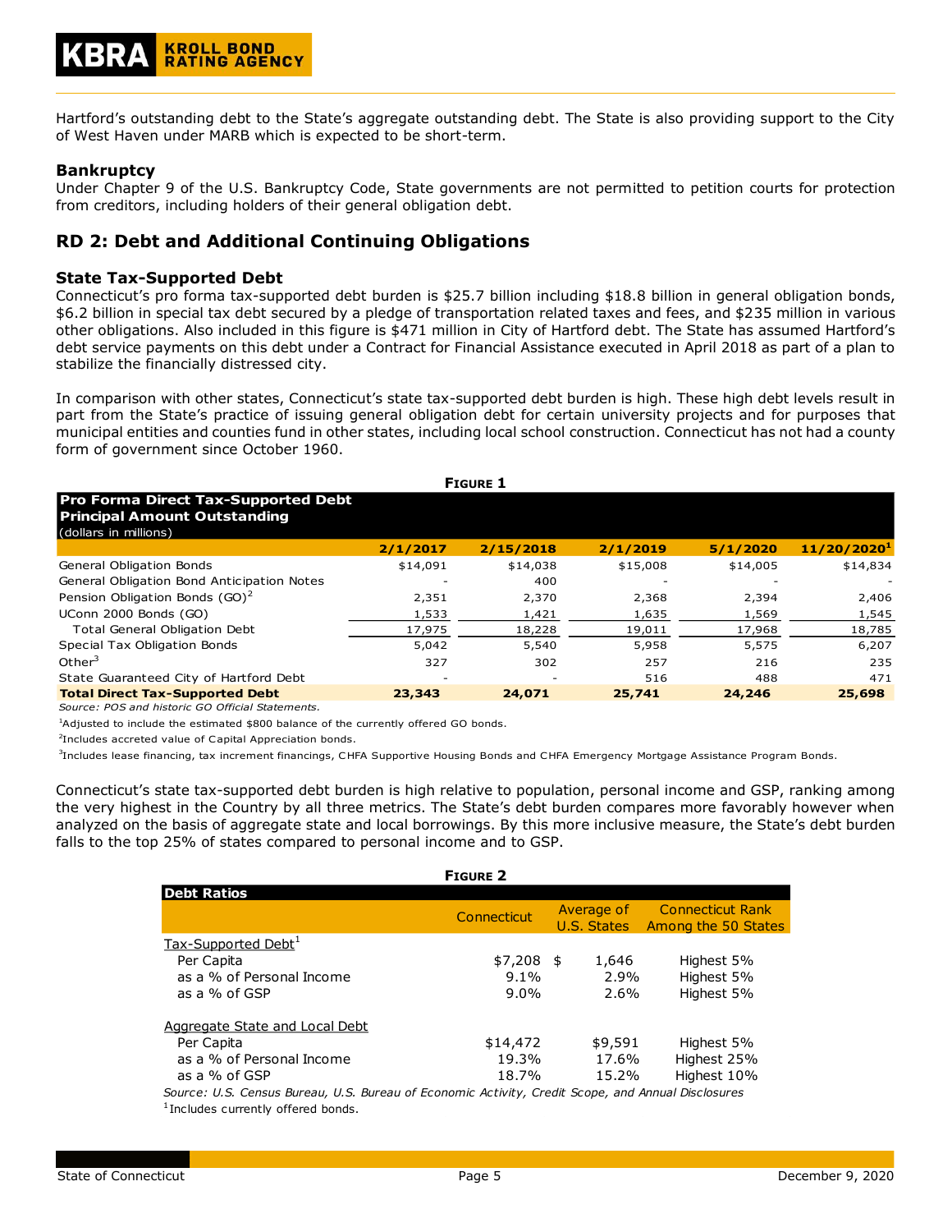Hartford's outstanding debt to the State's aggregate outstanding debt. The State is also providing support to the City of West Haven under MARB which is expected to be short-term.

### Bankruptcy

Under Chapter 9 of the U.S. Bankruptcy Code, State governments are not permitted to petition courts for protection from creditors, including holders of their general obligation debt.

## RD 2: Debt and Additional Continuing Obligations

### State Tax-Supported Debt

Connecticut's pro forma tax-supported debt burden is $25.7 billion including $18.8 billion in general obligation bonds, $6.2 billion in special tax debt secured by a pledge of transportation related taxes and fees, and $235 million in various other obligations. Also included in this figure is $471 million in City of Hartford debt. The State has assumed Hartford's debt service payments on this debt under a Contract for Financial Assistance executed in April 2018 as part of a plan to stabilize the financially distressed city.

In comparison with other states, Connecticut's state tax-supported debt burden is high. These high debt levels result in part from the State's practice of issuing general obligation debt for certain university projects and for purposes that municipal entities and counties fund in other states, including local school construction. Connecticut has not had a county form of government since October 1960.

**FIGURE 1**

**Pro Forma Direct Tax-Supported Debt Principal Amount Outstanding** (dollars in millions)

| | 2/1/2017 | 2/15/2018 | 2/1/2019 | 5/1/2020 | 11/20/2020[1] |
|---|---|---|---|---|---|
| General Obligation Bonds | $14,091 | $14,038 | $15,008 | $14,005 | $14,834 |
| General Obligation Bond Anticipation Notes | - | 400 | - | - | - |
| Pension Obligation Bonds (GO)[2] | 2,351 | 2,370 | 2,368 | 2,394 | 2,406 |
| UConn 2000 Bonds (GO) | 1,533 | 1,421 | 1,635 | 1,569 | 1,545 |
| Total General Obligation Debt | 17,975 | 18,228 | 19,011 | 17,968 | 18,785 |
| Special Tax Obligation Bonds | 5,042 | 5,540 | 5,958 | 5,575 | 6,207 |
| Other[3] | 327 | 302 | 257 | 216 | 235 |
| State Guaranteed City of Hartford Debt | - | - | 516 | 488 | 471 |
| **Total Direct Tax-Supported Debt** | **23,343** | **24,071** | **25,741** | **24,246** | **25,698** |

*Source: POS and historic GO Official Statements.*

[1]Adjusted to include the estimated $800 balance of the currently offered GO bonds.

[2]Includes accreted value of Capital Appreciation bonds.

[3]Includes lease financing, tax increment financings, CHFA Supportive Housing Bonds and CHFA Emergency Mortgage Assistance Program Bonds.

Connecticut's state tax-supported debt burden is high relative to population, personal income and GSP, ranking among the very highest in the Country by all three metrics. The State's debt burden compares more favorably however when analyzed on the basis of aggregate state and local borrowings. By this more inclusive measure, the State's debt burden falls to the top 25% of states compared to personal income and to GSP.

**FIGURE 2**

**Debt Ratios**

| | Connecticut | Average of U.S. States | Connecticut Rank Among the 50 States |
|---|---|---|---|
| Tax-Supported Debt[1] | | | |
| Per Capita | $7,208 | $ 1,646 | Highest 5% |
| as a % of Personal Income | 9.1% | 2.9% | Highest 5% |
| as a % of GSP | 9.0% | 2.6% | Highest 5% |
| Aggregate State and Local Debt | | | |
| Per Capita | $14,472 | $9,591 | Highest 5% |
| as a % of Personal Income | 19.3% | 17.6% | Highest 25% |
| as a % of GSP | 18.7% | 15.2% | Highest 10% |

*Source: U.S. Census Bureau, U.S. Bureau of Economic Activity, Credit Scope, and Annual Disclosures*

[1]Includes currently offered bonds.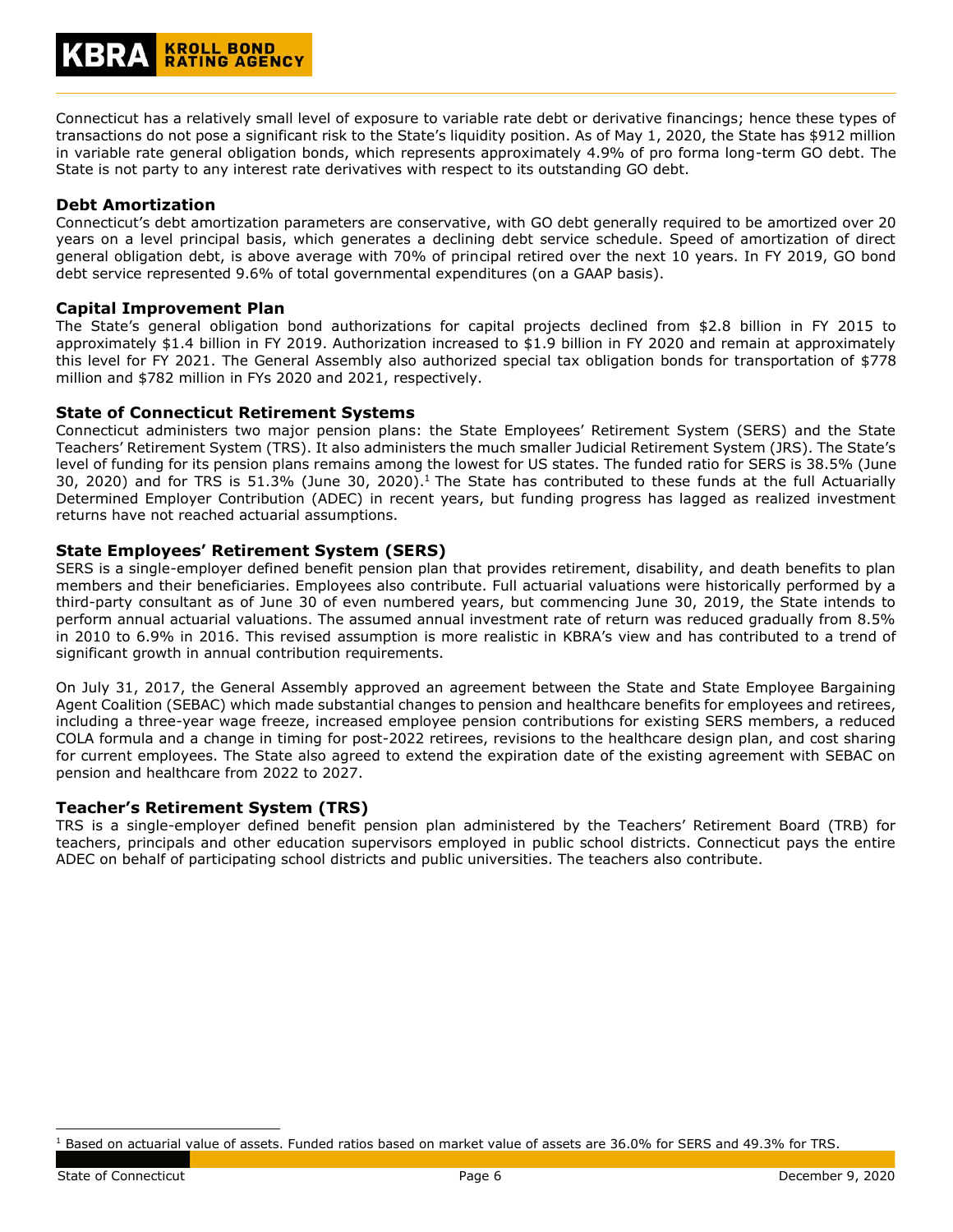Connecticut has a relatively small level of exposure to variable rate debt or derivative financings; hence these types of transactions do not pose a significant risk to the State's liquidity position. As of May 1, 2020, the State has $912 million in variable rate general obligation bonds, which represents approximately 4.9% of pro forma long-term GO debt. The State is not party to any interest rate derivatives with respect to its outstanding GO debt.

### Debt Amortization

Connecticut's debt amortization parameters are conservative, with GO debt generally required to be amortized over 20 years on a level principal basis, which generates a declining debt service schedule. Speed of amortization of direct general obligation debt, is above average with 70% of principal retired over the next 10 years. In FY 2019, GO bond debt service represented 9.6% of total governmental expenditures (on a GAAP basis).

### Capital Improvement Plan

The State's general obligation bond authorizations for capital projects declined from $2.8 billion in FY 2015 to approximately $1.4 billion in FY 2019. Authorization increased to $1.9 billion in FY 2020 and remain at approximately this level for FY 2021. The General Assembly also authorized special tax obligation bonds for transportation of $778 million and $782 million in FYs 2020 and 2021, respectively.

### State of Connecticut Retirement Systems

Connecticut administers two major pension plans: the State Employees' Retirement System (SERS) and the State Teachers' Retirement System (TRS). It also administers the much smaller Judicial Retirement System (JRS). The State's level of funding for its pension plans remains among the lowest for US states. The funded ratio for SERS is 38.5% (June 30, 2020) and for TRS is 51.3% (June 30, 2020).[1] The State has contributed to these funds at the full Actuarially Determined Employer Contribution (ADEC) in recent years, but funding progress has lagged as realized investment returns have not reached actuarial assumptions.

### State Employees' Retirement System (SERS)

SERS is a single-employer defined benefit pension plan that provides retirement, disability, and death benefits to plan members and their beneficiaries. Employees also contribute. Full actuarial valuations were historically performed by a third-party consultant as of June 30 of even numbered years, but commencing June 30, 2019, the State intends to perform annual actuarial valuations. The assumed annual investment rate of return was reduced gradually from 8.5% in 2010 to 6.9% in 2016. This revised assumption is more realistic in KBRA's view and has contributed to a trend of significant growth in annual contribution requirements.

On July 31, 2017, the General Assembly approved an agreement between the State and State Employee Bargaining Agent Coalition (SEBAC) which made substantial changes to pension and healthcare benefits for employees and retirees, including a three-year wage freeze, increased employee pension contributions for existing SERS members, a reduced COLA formula and a change in timing for post-2022 retirees, revisions to the healthcare design plan, and cost sharing for current employees. The State also agreed to extend the expiration date of the existing agreement with SEBAC on pension and healthcare from 2022 to 2027.

### Teacher's Retirement System (TRS)

TRS is a single-employer defined benefit pension plan administered by the Teachers' Retirement Board (TRB) for teachers, principals and other education supervisors employed in public school districts. Connecticut pays the entire ADEC on behalf of participating school districts and public universities. The teachers also contribute.

[1] Based on actuarial value of assets. Funded ratios based on market value of assets are 36.0% for SERS and 49.3% for TRS.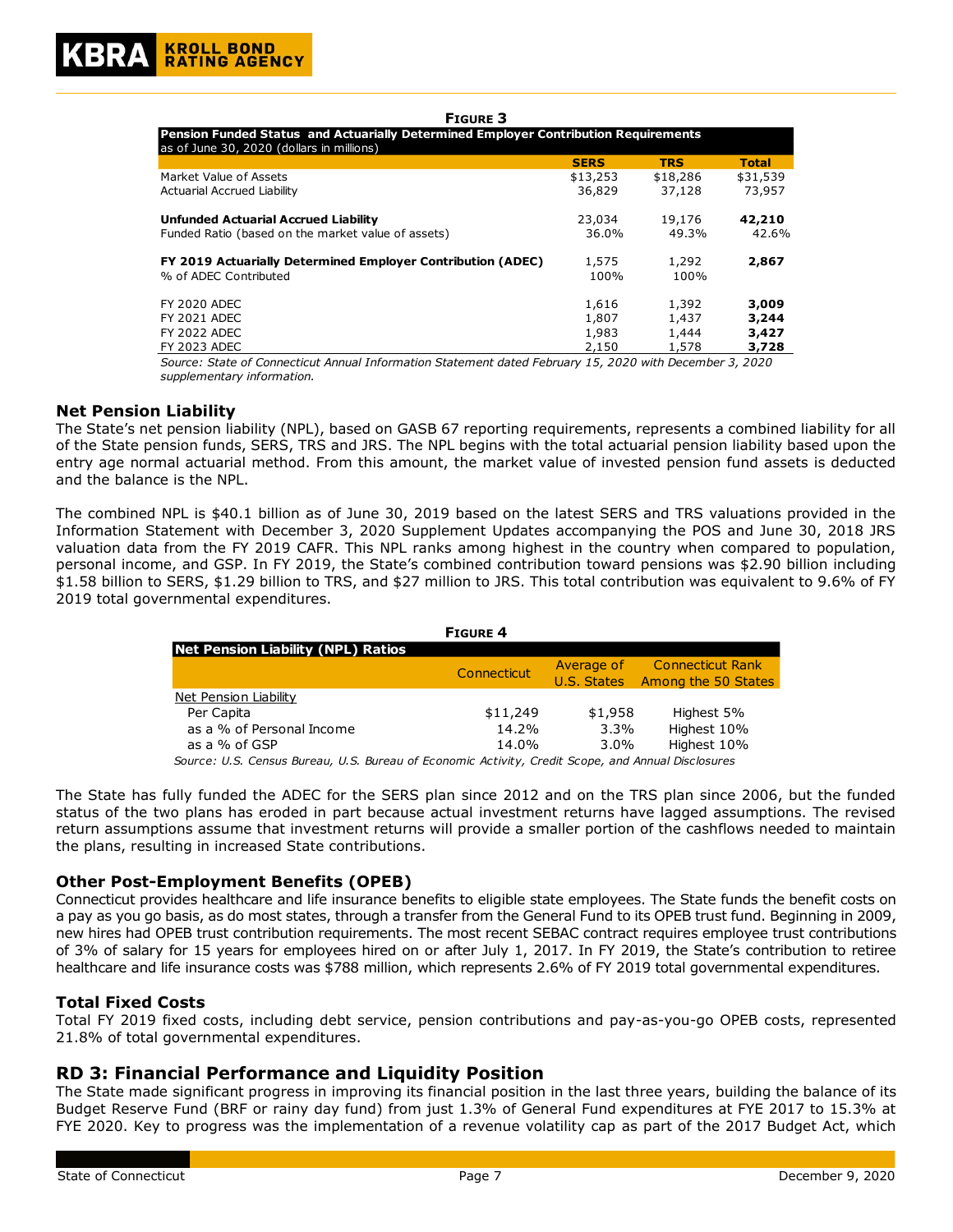**FIGURE 3**

**Pension Funded Status and Actuarially Determined Employer Contribution Requirements**
as of June 30, 2020 (dollars in millions)

| | SERS | TRS | Total |
|---|---|---|---|
| Market Value of Assets | $13,253 | $18,286 | $31,539 |
| Actuarial Accrued Liability | 36,829 | 37,128 | 73,957 |
| | | | |
| **Unfunded Actuarial Accrued Liability** | 23,034 | 19,176 | **42,210** |
| Funded Ratio (based on the market value of assets) | 36.0% | 49.3% | 42.6% |
| | | | |
| **FY 2019 Actuarially Determined Employer Contribution (ADEC)** | 1,575 | 1,292 | **2,867** |
| % of ADEC Contributed | 100% | 100% | |
| | | | |
| FY 2020 ADEC | 1,616 | 1,392 | **3,009** |
| FY 2021 ADEC | 1,807 | 1,437 | **3,244** |
| FY 2022 ADEC | 1,983 | 1,444 | **3,427** |
| FY 2023 ADEC | 2,150 | 1,578 | **3,728** |

*Source: State of Connecticut Annual Information Statement dated February 15, 2020 with December 3, 2020 supplementary information.*

## Net Pension Liability

The State's net pension liability (NPL), based on GASB 67 reporting requirements, represents a combined liability for all of the State pension funds, SERS, TRS and JRS. The NPL begins with the total actuarial pension liability based upon the entry age normal actuarial method. From this amount, the market value of invested pension fund assets is deducted and the balance is the NPL.

The combined NPL is $40.1 billion as of June 30, 2019 based on the latest SERS and TRS valuations provided in the Information Statement with December 3, 2020 Supplement Updates accompanying the POS and June 30, 2018 JRS valuation data from the FY 2019 CAFR. This NPL ranks among highest in the country when compared to population, personal income, and GSP. In FY 2019, the State's combined contribution toward pensions was $2.90 billion including $1.58 billion to SERS, $1.29 billion to TRS, and $27 million to JRS. This total contribution was equivalent to 9.6% of FY 2019 total governmental expenditures.

**FIGURE 4**

| Net Pension Liability (NPL) Ratios | Connecticut | Average of U.S. States | Connecticut Rank Among the 50 States |
|---|---|---|---|
| Net Pension Liability | | | |
| Per Capita | $11,249 | $1,958 | Highest 5% |
| as a % of Personal Income | 14.2% | 3.3% | Highest 10% |
| as a % of GSP | 14.0% | 3.0% | Highest 10% |

*Source: U.S. Census Bureau, U.S. Bureau of Economic Activity, Credit Scope, and Annual Disclosures*

The State has fully funded the ADEC for the SERS plan since 2012 and on the TRS plan since 2006, but the funded status of the two plans has eroded in part because actual investment returns have lagged assumptions. The revised return assumptions assume that investment returns will provide a smaller portion of the cashflows needed to maintain the plans, resulting in increased State contributions.

## Other Post-Employment Benefits (OPEB)

Connecticut provides healthcare and life insurance benefits to eligible state employees. The State funds the benefit costs on a pay as you go basis, as do most states, through a transfer from the General Fund to its OPEB trust fund. Beginning in 2009, new hires had OPEB trust contribution requirements. The most recent SEBAC contract requires employee trust contributions of 3% of salary for 15 years for employees hired on or after July 1, 2017. In FY 2019, the State's contribution to retiree healthcare and life insurance costs was $788 million, which represents 2.6% of FY 2019 total governmental expenditures.

## Total Fixed Costs

Total FY 2019 fixed costs, including debt service, pension contributions and pay-as-you-go OPEB costs, represented 21.8% of total governmental expenditures.

# RD 3: Financial Performance and Liquidity Position

The State made significant progress in improving its financial position in the last three years, building the balance of its Budget Reserve Fund (BRF or rainy day fund) from just 1.3% of General Fund expenditures at FYE 2017 to 15.3% at FYE 2020. Key to progress was the implementation of a revenue volatility cap as part of the 2017 Budget Act, which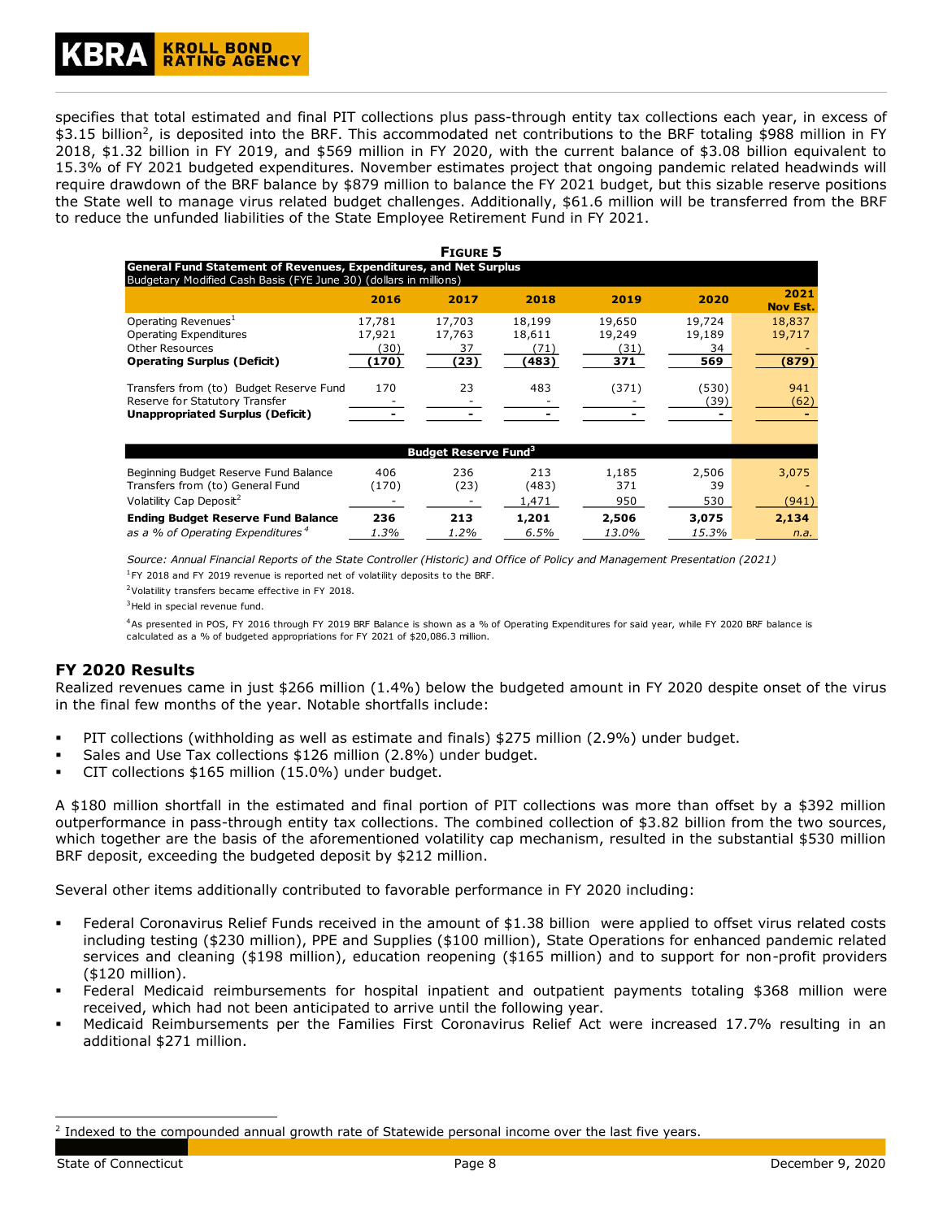specifies that total estimated and final PIT collections plus pass-through entity tax collections each year, in excess of \$3.15 billion[2], is deposited into the BRF. This accommodated net contributions to the BRF totaling \$988 million in FY 2018, \$1.32 billion in FY 2019, and \$569 million in FY 2020, with the current balance of \$3.08 billion equivalent to 15.3% of FY 2021 budgeted expenditures. November estimates project that ongoing pandemic related headwinds will require drawdown of the BRF balance by \$879 million to balance the FY 2021 budget, but this sizable reserve positions the State well to manage virus related budget challenges. Additionally, \$61.6 million will be transferred from the BRF to reduce the unfunded liabilities of the State Employee Retirement Fund in FY 2021.

**FIGURE 5**

**General Fund Statement of Revenues, Expenditures, and Net Surplus**
Budgetary Modified Cash Basis (FYE June 30) (dollars in millions)

| | 2016 | 2017 | 2018 | 2019 | 2020 | 2021 Nov Est. |
|---|---|---|---|---|---|---|
| Operating Revenues[1] | 17,781 | 17,703 | 18,199 | 19,650 | 19,724 | 18,837 |
| Operating Expenditures | 17,921 | 17,763 | 18,611 | 19,249 | 19,189 | 19,717 |
| Other Resources | (30) | 37 | (71) | (31) | 34 | - |
| **Operating Surplus (Deficit)** | **(170)** | **(23)** | **(483)** | **371** | **569** | **(879)** |
| Transfers from (to) Budget Reserve Fund | 170 | 23 | 483 | (371) | (530) | 941 |
| Reserve for Statutory Transfer | - | - | - | - | (39) | (62) |
| **Unappropriated Surplus (Deficit)** | **-** | **-** | **-** | **-** | **-** | **-** |
| **Budget Reserve Fund[3]** | | | | | | |
| Beginning Budget Reserve Fund Balance | 406 | 236 | 213 | 1,185 | 2,506 | 3,075 |
| Transfers from (to) General Fund | (170) | (23) | (483) | 371 | 39 | - |
| Volatility Cap Deposit[2] | - | - | 1,471 | 950 | 530 | (941) |
| **Ending Budget Reserve Fund Balance** | **236** | **213** | **1,201** | **2,506** | **3,075** | **2,134** |
| *as a % of Operating Expenditures[4]* | *1.3%* | *1.2%* | *6.5%* | *13.0%* | *15.3%* | *n.a.* |

*Source: Annual Financial Reports of the State Controller (Historic) and Office of Policy and Management Presentation (2021)*

[1]FY 2018 and FY 2019 revenue is reported net of volatility deposits to the BRF.

[2]Volatility transfers became effective in FY 2018.

[3]Held in special revenue fund.

[4]As presented in POS, FY 2016 through FY 2019 BRF Balance is shown as a % of Operating Expenditures for said year, while FY 2020 BRF balance is calculated as a % of budgeted appropriations for FY 2021 of \$20,086.3 million.

## FY 2020 Results

Realized revenues came in just \$266 million (1.4%) below the budgeted amount in FY 2020 despite onset of the virus in the final few months of the year. Notable shortfalls include:

- PIT collections (withholding as well as estimate and finals) \$275 million (2.9%) under budget.
- Sales and Use Tax collections \$126 million (2.8%) under budget.
- CIT collections \$165 million (15.0%) under budget.

A \$180 million shortfall in the estimated and final portion of PIT collections was more than offset by a \$392 million outperformance in pass-through entity tax collections. The combined collection of \$3.82 billion from the two sources, which together are the basis of the aforementioned volatility cap mechanism, resulted in the substantial \$530 million BRF deposit, exceeding the budgeted deposit by \$212 million.

Several other items additionally contributed to favorable performance in FY 2020 including:

- Federal Coronavirus Relief Funds received in the amount of \$1.38 billion were applied to offset virus related costs including testing (\$230 million), PPE and Supplies (\$100 million), State Operations for enhanced pandemic related services and cleaning (\$198 million), education reopening (\$165 million) and to support for non-profit providers (\$120 million).
- Federal Medicaid reimbursements for hospital inpatient and outpatient payments totaling \$368 million were received, which had not been anticipated to arrive until the following year.
- Medicaid Reimbursements per the Families First Coronavirus Relief Act were increased 17.7% resulting in an additional \$271 million.

[2] Indexed to the compounded annual growth rate of Statewide personal income over the last five years.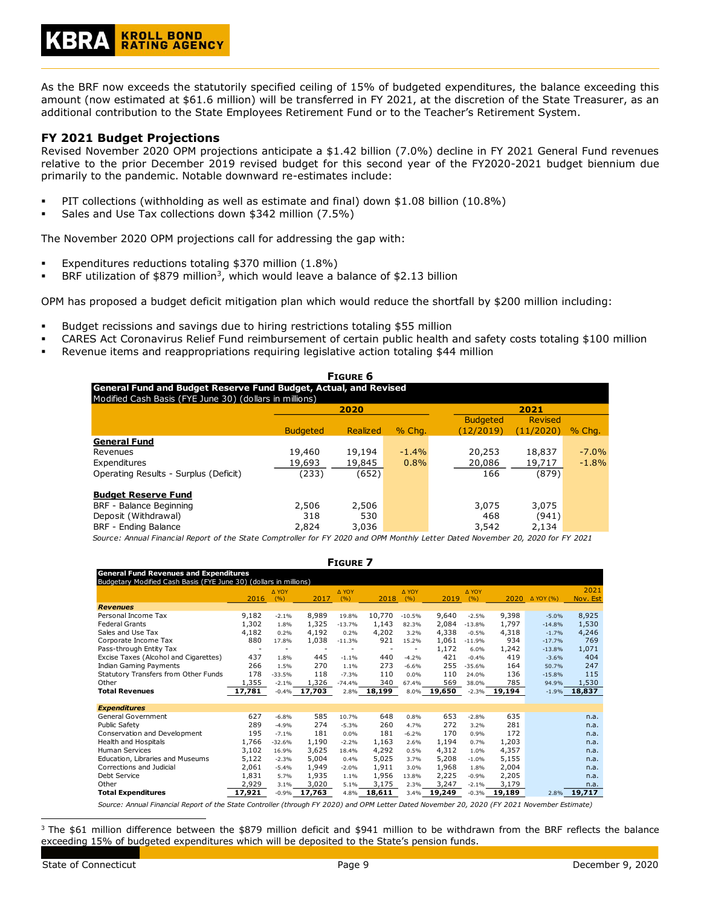As the BRF now exceeds the statutorily specified ceiling of 15% of budgeted expenditures, the balance exceeding this amount (now estimated at $61.6 million) will be transferred in FY 2021, at the discretion of the State Treasurer, as an additional contribution to the State Employees Retirement Fund or to the Teacher's Retirement System.

## FY 2021 Budget Projections

Revised November 2020 OPM projections anticipate a $1.42 billion (7.0%) decline in FY 2021 General Fund revenues relative to the prior December 2019 revised budget for this second year of the FY2020-2021 budget biennium due primarily to the pandemic. Notable downward re-estimates include:

- PIT collections (withholding as well as estimate and final) down $1.08 billion (10.8%)
- Sales and Use Tax collections down $342 million (7.5%)

The November 2020 OPM projections call for addressing the gap with:

- Expenditures reductions totaling $370 million (1.8%)
- BRF utilization of $879 million[3], which would leave a balance of $2.13 billion

OPM has proposed a budget deficit mitigation plan which would reduce the shortfall by $200 million including:

- Budget recissions and savings due to hiring restrictions totaling $55 million
- CARES Act Coronavirus Relief Fund reimbursement of certain public health and safety costs totaling $100 million
- Revenue items and reappropriations requiring legislative action totaling $44 million

**FIGURE 6**

**General Fund and Budget Reserve Fund Budget, Actual, and Revised**
Modified Cash Basis (FYE June 30) (dollars in millions)

| | 2020 | | | 2021 | | |
|---|---|---|---|---|---|---|
| | Budgeted | Realized | % Chg. | Budgeted (12/2019) | Revised (11/2020) | % Chg. |
| **General Fund** | | | | | | |
| Revenues | 19,460 | 19,194 | -1.4% | 20,253 | 18,837 | -7.0% |
| Expenditures | 19,693 | 19,845 | 0.8% | 20,086 | 19,717 | -1.8% |
| Operating Results - Surplus (Deficit) | (233) | (652) | | 166 | (879) | |
| **Budget Reserve Fund** | | | | | | |
| BRF - Balance Beginning | 2,506 | 2,506 | | 3,075 | 3,075 | |
| Deposit (Withdrawal) | 318 | 530 | | 468 | (941) | |
| BRF - Ending Balance | 2,824 | 3,036 | | 3,542 | 2,134 | |

*Source: Annual Financial Report of the State Comptroller for FY 2020 and OPM Monthly Letter Dated November 20, 2020 for FY 2021*

**FIGURE 7**

**General Fund Revenues and Expenditures**
Budgetary Modified Cash Basis (FYE June 30) (dollars in millions)

| | 2016 | Δ YOY (%) | 2017 | Δ YOY (%) | 2018 | Δ YOY (%) | 2019 | Δ YOY (%) | 2020 | Δ YOY (%) | 2021 Nov. Est |
|---|---|---|---|---|---|---|---|---|---|---|---|
| ***Revenues*** | | | | | | | | | | | |
| Personal Income Tax | 9,182 | -2.1% | 8,989 | 19.8% | 10,770 | -10.5% | 9,640 | -2.5% | 9,398 | -5.0% | 8,925 |
| Federal Grants | 1,302 | 1.8% | 1,325 | -13.7% | 1,143 | 82.3% | 2,084 | -13.8% | 1,797 | -14.8% | 1,530 |
| Sales and Use Tax | 4,182 | 0.2% | 4,192 | 0.2% | 4,202 | 3.2% | 4,338 | -0.5% | 4,318 | -1.7% | 4,246 |
| Corporate Income Tax | 880 | 17.8% | 1,038 | -11.3% | 921 | 15.2% | 1,061 | -11.9% | 934 | -17.7% | 769 |
| Pass-through Entity Tax | - | - | - | - | - | - | 1,172 | 6.0% | 1,242 | -13.8% | 1,071 |
| Excise Taxes (Alcohol and Cigarettes) | 437 | 1.8% | 445 | -1.1% | 440 | -4.2% | 421 | -0.4% | 419 | -3.6% | 404 |
| Indian Gaming Payments | 266 | 1.5% | 270 | 1.1% | 273 | -6.6% | 255 | -35.6% | 164 | 50.7% | 247 |
| Statutory Transfers from Other Funds | 178 | -33.5% | 118 | -7.3% | 110 | 0.0% | 110 | 24.0% | 136 | -15.8% | 115 |
| Other | 1,355 | -2.1% | 1,326 | -74.4% | 340 | 67.4% | 569 | 38.0% | 785 | 94.9% | 1,530 |
| **Total Revenues** | **17,781** | -0.4% | **17,703** | 2.8% | **18,199** | 8.0% | **19,650** | -2.3% | **19,194** | -1.9% | **18,837** |
| ***Expenditures*** | | | | | | | | | | | |
| General Government | 627 | -6.8% | 585 | 10.7% | 648 | 0.8% | 653 | -2.8% | 635 | | n.a. |
| Public Safety | 289 | -4.9% | 274 | -5.3% | 260 | 4.7% | 272 | 3.2% | 281 | | n.a. |
| Conservation and Development | 195 | -7.1% | 181 | 0.0% | 181 | -6.2% | 170 | 0.9% | 172 | | n.a. |
| Health and Hospitals | 1,766 | -32.6% | 1,190 | -2.2% | 1,163 | 2.6% | 1,194 | 0.7% | 1,203 | | n.a. |
| Human Services | 3,102 | 16.9% | 3,625 | 18.4% | 4,292 | 0.5% | 4,312 | 1.0% | 4,357 | | n.a. |
| Education, Libraries and Museums | 5,122 | -2.3% | 5,004 | 0.4% | 5,025 | 3.7% | 5,208 | -1.0% | 5,155 | | n.a. |
| Corrections and Judicial | 2,061 | -5.4% | 1,949 | -2.0% | 1,911 | 3.0% | 1,968 | 1.8% | 2,004 | | n.a. |
| Debt Service | 1,831 | 5.7% | 1,935 | 1.1% | 1,956 | 13.8% | 2,225 | -0.9% | 2,205 | | n.a. |
| Other | 2,929 | 3.1% | 3,020 | 5.1% | 3,175 | 2.3% | 3,247 | -2.1% | 3,179 | | n.a. |
| **Total Expenditures** | **17,921** | -0.9% | **17,763** | 4.8% | **18,611** | 3.4% | **19,249** | -0.3% | **19,189** | 2.8% | **19,717** |

*Source: Annual Financial Report of the State Controller (through FY 2020) and OPM Letter Dated November 20, 2020 (FY 2021 November Estimate)*

[3] The $61 million difference between the $879 million deficit and $941 million to be withdrawn from the BRF reflects the balance exceeding 15% of budgeted expenditures which will be deposited to the State's pension funds.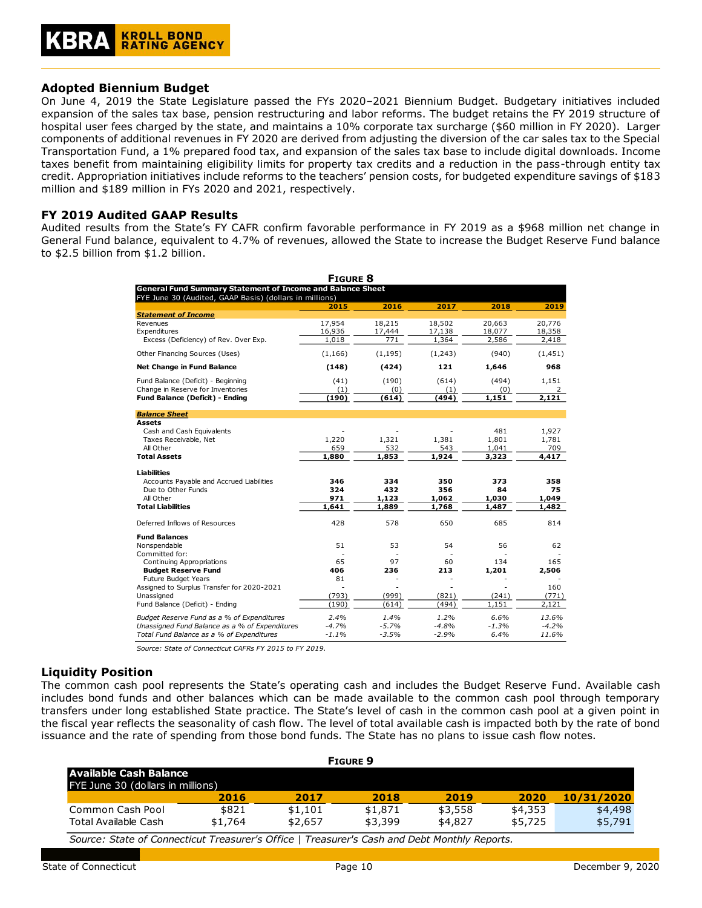## Adopted Biennium Budget

On June 4, 2019 the State Legislature passed the FYs 2020–2021 Biennium Budget. Budgetary initiatives included expansion of the sales tax base, pension restructuring and labor reforms. The budget retains the FY 2019 structure of hospital user fees charged by the state, and maintains a 10% corporate tax surcharge ($60 million in FY 2020). Larger components of additional revenues in FY 2020 are derived from adjusting the diversion of the car sales tax to the Special Transportation Fund, a 1% prepared food tax, and expansion of the sales tax base to include digital downloads. Income taxes benefit from maintaining eligibility limits for property tax credits and a reduction in the pass-through entity tax credit. Appropriation initiatives include reforms to the teachers' pension costs, for budgeted expenditure savings of $183 million and $189 million in FYs 2020 and 2021, respectively.

## FY 2019 Audited GAAP Results

Audited results from the State's FY CAFR confirm favorable performance in FY 2019 as a $968 million net change in General Fund balance, equivalent to 4.7% of revenues, allowed the State to increase the Budget Reserve Fund balance to $2.5 billion from $1.2 billion.

**FIGURE 8**

**General Fund Summary Statement of Income and Balance Sheet**
FYE June 30 (Audited, GAAP Basis) (dollars in millions)

| | 2015 | 2016 | 2017 | 2018 | 2019 |
|---|---|---|---|---|---|
| ***Statement of Income*** | | | | | |
| Revenues | 17,954 | 18,215 | 18,502 | 20,663 | 20,776 |
| Expenditures | 16,936 | 17,444 | 17,138 | 18,077 | 18,358 |
| Excess (Deficiency) of Rev. Over Exp. | 1,018 | 771 | 1,364 | 2,586 | 2,418 |
| Other Financing Sources (Uses) | (1,166) | (1,195) | (1,243) | (940) | (1,451) |
| **Net Change in Fund Balance** | **(148)** | **(424)** | **121** | **1,646** | **968** |
| Fund Balance (Deficit) - Beginning | (41) | (190) | (614) | (494) | 1,151 |
| Change in Reserve for Inventories | (1) | (0) | (1) | (0) | 2 |
| **Fund Balance (Deficit) - Ending** | **(190)** | **(614)** | **(494)** | **1,151** | **2,121** |
| ***Balance Sheet*** | | | | | |
| **Assets** | | | | | |
| Cash and Cash Equivalents | - | - | - | 481 | 1,927 |
| Taxes Receivable, Net | 1,220 | 1,321 | 1,381 | 1,801 | 1,781 |
| All Other | 659 | 532 | 543 | 1,041 | 709 |
| **Total Assets** | **1,880** | **1,853** | **1,924** | **3,323** | **4,417** |
| **Liabilities** | | | | | |
| Accounts Payable and Accrued Liabilities | **346** | **334** | **350** | **373** | **358** |
| Due to Other Funds | **324** | **432** | **356** | **84** | **75** |
| All Other | **971** | **1,123** | **1,062** | **1,030** | **1,049** |
| **Total Liabilities** | **1,641** | **1,889** | **1,768** | **1,487** | **1,482** |
| Deferred Inflows of Resources | 428 | 578 | 650 | 685 | 814 |
| **Fund Balances** | | | | | |
| Nonspendable | 51 | 53 | 54 | 56 | 62 |
| Committed for: | - | - | - | - | - |
| Continuing Appropriations | 65 | 97 | 60 | 134 | 165 |
| **Budget Reserve Fund** | **406** | **236** | **213** | **1,201** | **2,506** |
| Future Budget Years | 81 | - | - | - | - |
| Assigned to Surplus Transfer for 2020-2021 | - | - | - | - | 160 |
| Unassigned | (793) | (999) | (821) | (241) | (771) |
| Fund Balance (Deficit) - Ending | (190) | (614) | (494) | 1,151 | 2,121 |
| *Budget Reserve Fund as a % of Expenditures* | *2.4%* | *1.4%* | *1.2%* | *6.6%* | *13.6%* |
| *Unassigned Fund Balance as a % of Expenditures* | *-4.7%* | *-5.7%* | *-4.8%* | *-1.3%* | *-4.2%* |
| *Total Fund Balance as a % of Expenditures* | *-1.1%* | *-3.5%* | *-2.9%* | *6.4%* | *11.6%* |

*Source: State of Connecticut CAFRs FY 2015 to FY 2019.*

## Liquidity Position

The common cash pool represents the State's operating cash and includes the Budget Reserve Fund. Available cash includes bond funds and other balances which can be made available to the common cash pool through temporary transfers under long established State practice. The State's level of cash in the common cash pool at a given point in the fiscal year reflects the seasonality of cash flow. The level of total available cash is impacted both by the rate of bond issuance and the rate of spending from those bond funds. The State has no plans to issue cash flow notes.

**FIGURE 9**

**Available Cash Balance**
FYE June 30 (dollars in millions)

| | 2016 | 2017 | 2018 | 2019 | 2020 | 10/31/2020 |
|---|---|---|---|---|---|---|
| Common Cash Pool | $821 | $1,101 | $1,871 | $3,558 | $4,353 | $4,498 |
| Total Available Cash | $1,764 | $2,657 | $3,399 | $4,827 | $5,725 | $5,791 |

*Source: State of Connecticut Treasurer's Office | Treasurer's Cash and Debt Monthly Reports.*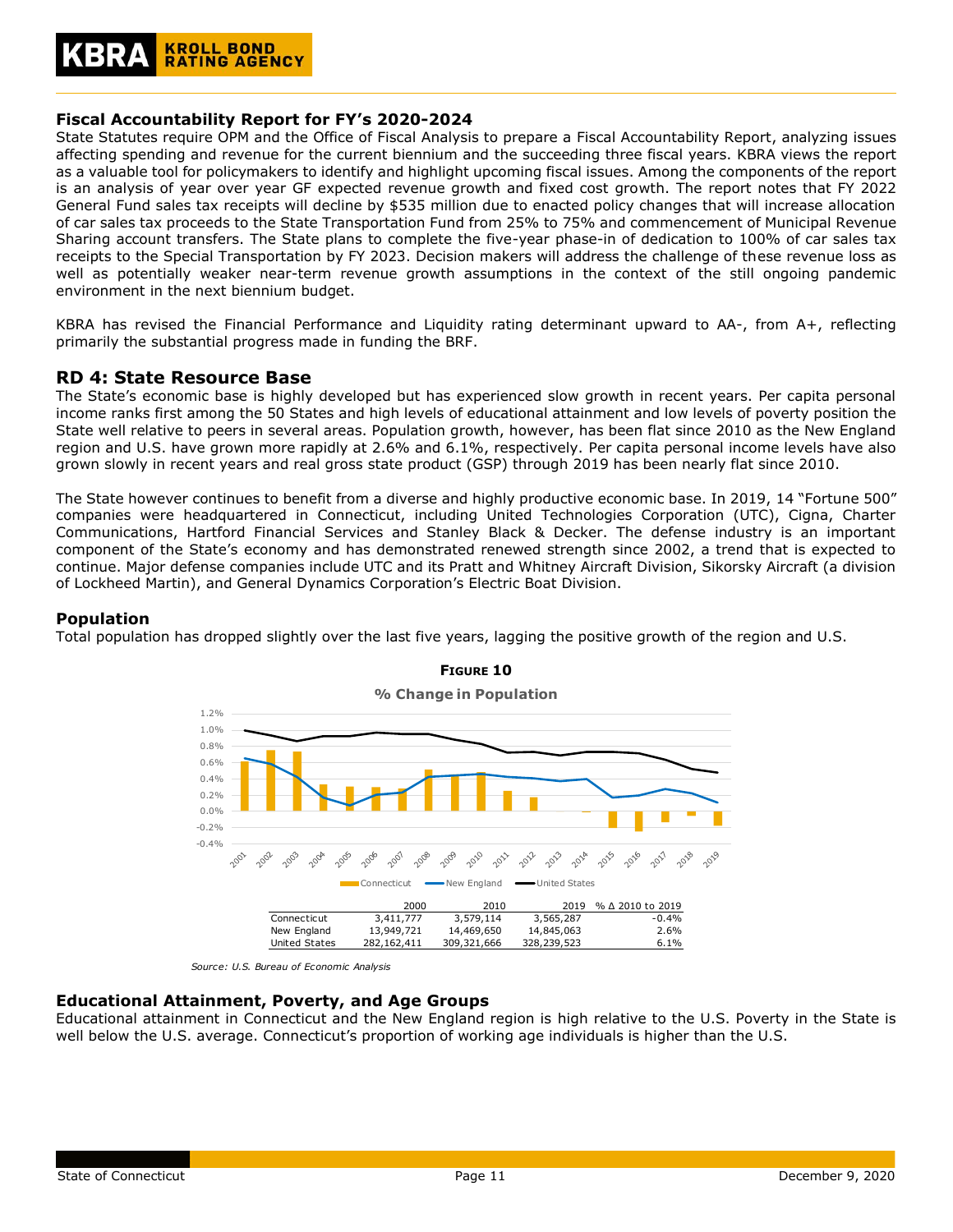### Fiscal Accountability Report for FY's 2020-2024

State Statutes require OPM and the Office of Fiscal Analysis to prepare a Fiscal Accountability Report, analyzing issues affecting spending and revenue for the current biennium and the succeeding three fiscal years. KBRA views the report as a valuable tool for policymakers to identify and highlight upcoming fiscal issues. Among the components of the report is an analysis of year over year GF expected revenue growth and fixed cost growth. The report notes that FY 2022 General Fund sales tax receipts will decline by $535 million due to enacted policy changes that will increase allocation of car sales tax proceeds to the State Transportation Fund from 25% to 75% and commencement of Municipal Revenue Sharing account transfers. The State plans to complete the five-year phase-in of dedication to 100% of car sales tax receipts to the Special Transportation by FY 2023. Decision makers will address the challenge of these revenue loss as well as potentially weaker near-term revenue growth assumptions in the context of the still ongoing pandemic environment in the next biennium budget.

KBRA has revised the Financial Performance and Liquidity rating determinant upward to AA-, from A+, reflecting primarily the substantial progress made in funding the BRF.

## RD 4: State Resource Base

The State's economic base is highly developed but has experienced slow growth in recent years. Per capita personal income ranks first among the 50 States and high levels of educational attainment and low levels of poverty position the State well relative to peers in several areas. Population growth, however, has been flat since 2010 as the New England region and U.S. have grown more rapidly at 2.6% and 6.1%, respectively. Per capita personal income levels have also grown slowly in recent years and real gross state product (GSP) through 2019 has been nearly flat since 2010.

The State however continues to benefit from a diverse and highly productive economic base. In 2019, 14 "Fortune 500" companies were headquartered in Connecticut, including United Technologies Corporation (UTC), Cigna, Charter Communications, Hartford Financial Services and Stanley Black & Decker. The defense industry is an important component of the State's economy and has demonstrated renewed strength since 2002, a trend that is expected to continue. Major defense companies include UTC and its Pratt and Whitney Aircraft Division, Sikorsky Aircraft (a division of Lockheed Martin), and General Dynamics Corporation's Electric Boat Division.

### Population

Total population has dropped slightly over the last five years, lagging the positive growth of the region and U.S.

**FIGURE 10**

**% Change in Population**

| | 2000 | 2010 | 2019 | % Δ 2010 to 2019 |
|---|---|---|---|---|
| Connecticut | 3,411,777 | 3,579,114 | 3,565,287 | -0.4% |
| New England | 13,949,721 | 14,469,650 | 14,845,063 | 2.6% |
| United States | 282,162,411 | 309,321,666 | 328,239,523 | 6.1% |

*Source: U.S. Bureau of Economic Analysis*

### Educational Attainment, Poverty, and Age Groups

Educational attainment in Connecticut and the New England region is high relative to the U.S. Poverty in the State is well below the U.S. average. Connecticut's proportion of working age individuals is higher than the U.S.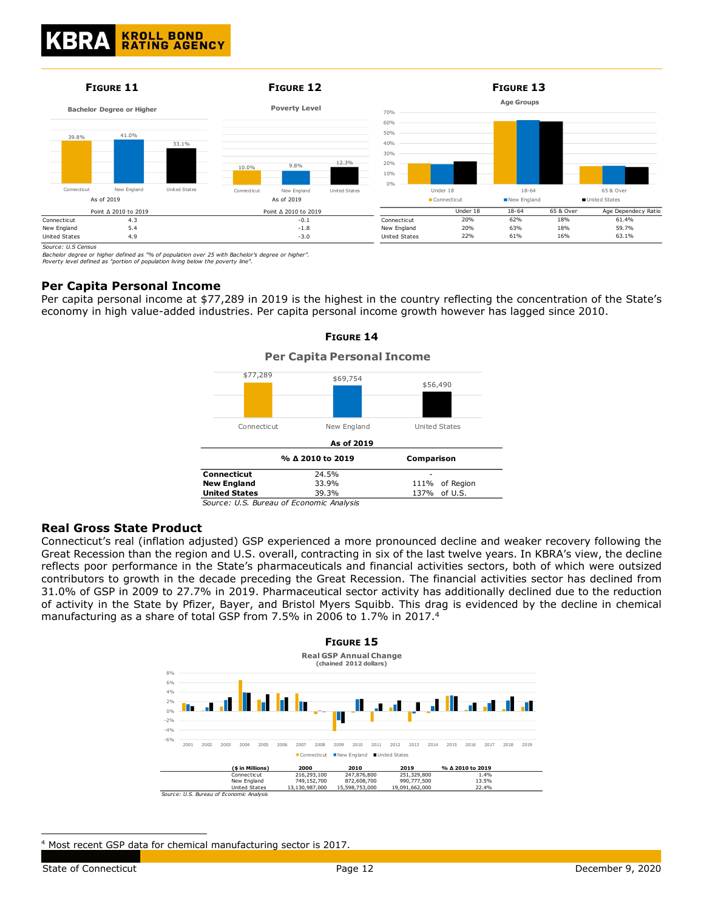**Figure 11**

Bachelor Degree or Higher

| | Connecticut | New England | United States |
|---|---|---|---|
| As of 2019 | 39.8% | 41.0% | 33.1% |

**Figure 12**

Poverty Level

| | Connecticut | New England | United States |
|---|---|---|---|
| As of 2019 | 10.0% | 9.8% | 12.3% |

| | Point Δ 2010 to 2019 (Bachelor Degree or Higher) | Point Δ 2010 to 2019 (Poverty Level) |
|---|---|---|
| Connecticut | 4.3 | -0.1 |
| New England | 5.4 | -1.8 |
| United States | 4.9 | -3.0 |

**Figure 13**

Age Groups

| | Under 18 | 18-64 | 65 & Over | Age Dependecy Ratio |
|---|---|---|---|---|
| Connecticut | 20% | 62% | 18% | 61.4% |
| New England | 20% | 63% | 18% | 59.7% |
| United States | 22% | 61% | 16% | 63.1% |

*Source: U.S Census*
*Bachelor degree or higher defined as "% of population over 25 with Bachelor's degree or higher".*
*Poverty level defined as "portion of population living below the poverty line".*

## Per Capita Personal Income

Per capita personal income at $77,289 in 2019 is the highest in the country reflecting the concentration of the State's economy in high value-added industries. Per capita personal income growth however has lagged since 2010.

**Figure 14**

Per Capita Personal Income

| | Connecticut | New England | United States |
|---|---|---|---|
| As of 2019 | $77,289 | $69,754 | $56,490 |

| | % Δ 2010 to 2019 | Comparison |
|---|---|---|
| **Connecticut** | 24.5% | - |
| **New England** | 33.9% | 111% of Region |
| **United States** | 39.3% | 137% of U.S. |

*Source: U.S. Bureau of Economic Analysis*

## Real Gross State Product

Connecticut's real (inflation adjusted) GSP experienced a more pronounced decline and weaker recovery following the Great Recession than the region and U.S. overall, contracting in six of the last twelve years. In KBRA's view, the decline reflects poor performance in the State's pharmaceuticals and financial activities sectors, both of which were outsized contributors to growth in the decade preceding the Great Recession. The financial activities sector has declined from 31.0% of GSP in 2009 to 27.7% in 2019. Pharmaceutical sector activity has additionally declined due to the reduction of activity in the State by Pfizer, Bayer, and Bristol Myers Squibb. This drag is evidenced by the decline in chemical manufacturing as a share of total GSP from 7.5% in 2006 to 1.7% in 2017.[4]

**Figure 15**

Real GSP Annual Change
(chained 2012 dollars)

| ($ in Millions) | 2000 | 2010 | 2019 | % Δ 2010 to 2019 |
|---|---|---|---|---|
| Connecticut | 216,293,100 | 247,876,800 | 251,329,800 | 1.4% |
| New England | 749,152,700 | 872,608,700 | 990,777,500 | 13.5% |
| United States | 13,130,987,000 | 15,598,753,000 | 19,091,662,000 | 22.4% |

*Source: U.S. Bureau of Economic Analysis*

[4] Most recent GSP data for chemical manufacturing sector is 2017.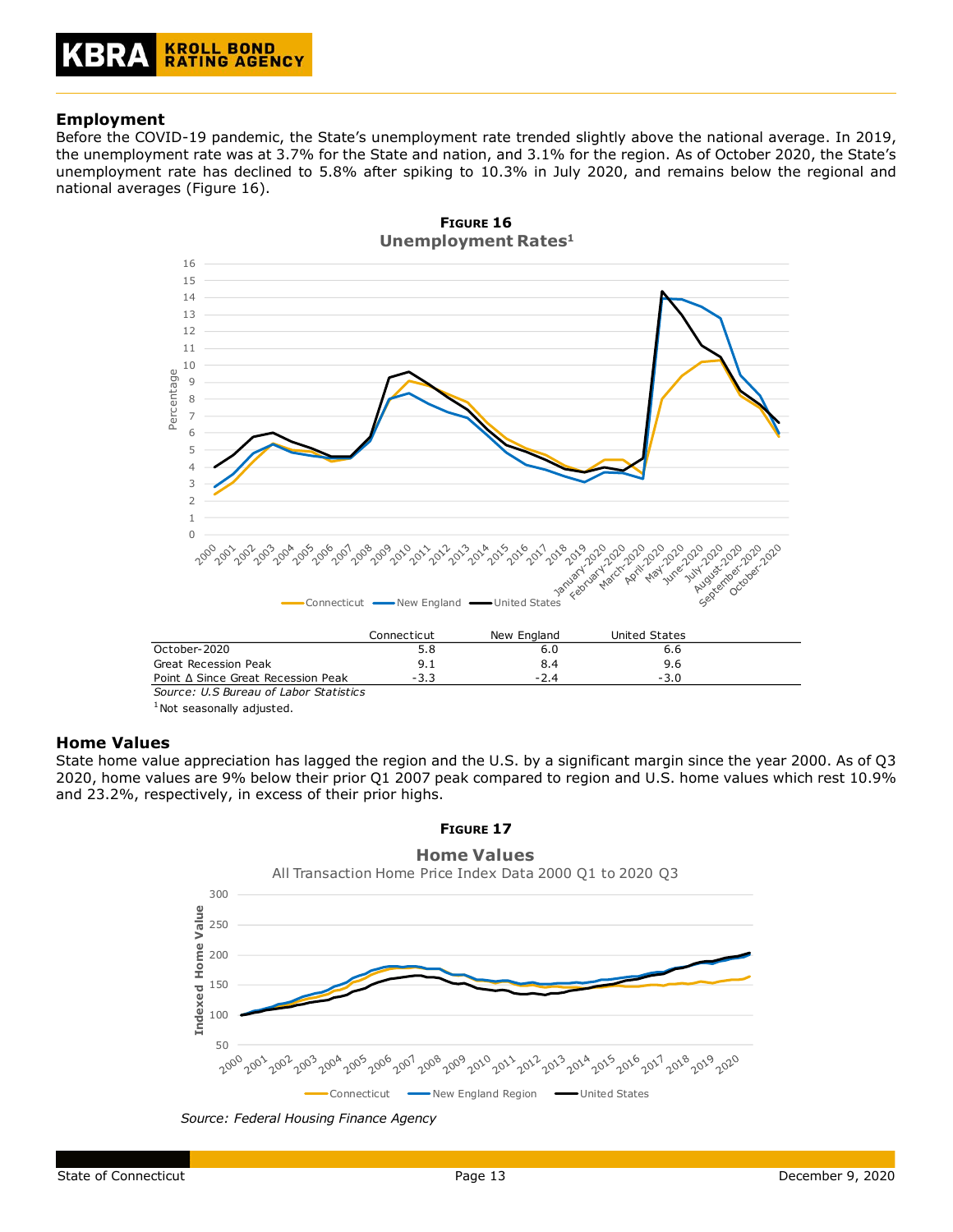## Employment

Before the COVID-19 pandemic, the State's unemployment rate trended slightly above the national average. In 2019, the unemployment rate was at 3.7% for the State and nation, and 3.1% for the region. As of October 2020, the State's unemployment rate has declined to 5.8% after spiking to 10.3% in July 2020, and remains below the regional and national averages (Figure 16).

**Figure 16**

**Unemployment Rates[1]**

| | Connecticut | New England | United States |
|---|---|---|---|
| October-2020 | 5.8 | 6.0 | 6.6 |
| Great Recession Peak | 9.1 | 8.4 | 9.6 |
| Point Δ Since Great Recession Peak | -3.3 | -2.4 | -3.0 |

*Source: U.S Bureau of Labor Statistics*

[1] Not seasonally adjusted.

## Home Values

State home value appreciation has lagged the region and the U.S. by a significant margin since the year 2000. As of Q3 2020, home values are 9% below their prior Q1 2007 peak compared to region and U.S. home values which rest 10.9% and 23.2%, respectively, in excess of their prior highs.

**Figure 17**

**Home Values**

All Transaction Home Price Index Data 2000 Q1 to 2020 Q3

*Source: Federal Housing Finance Agency*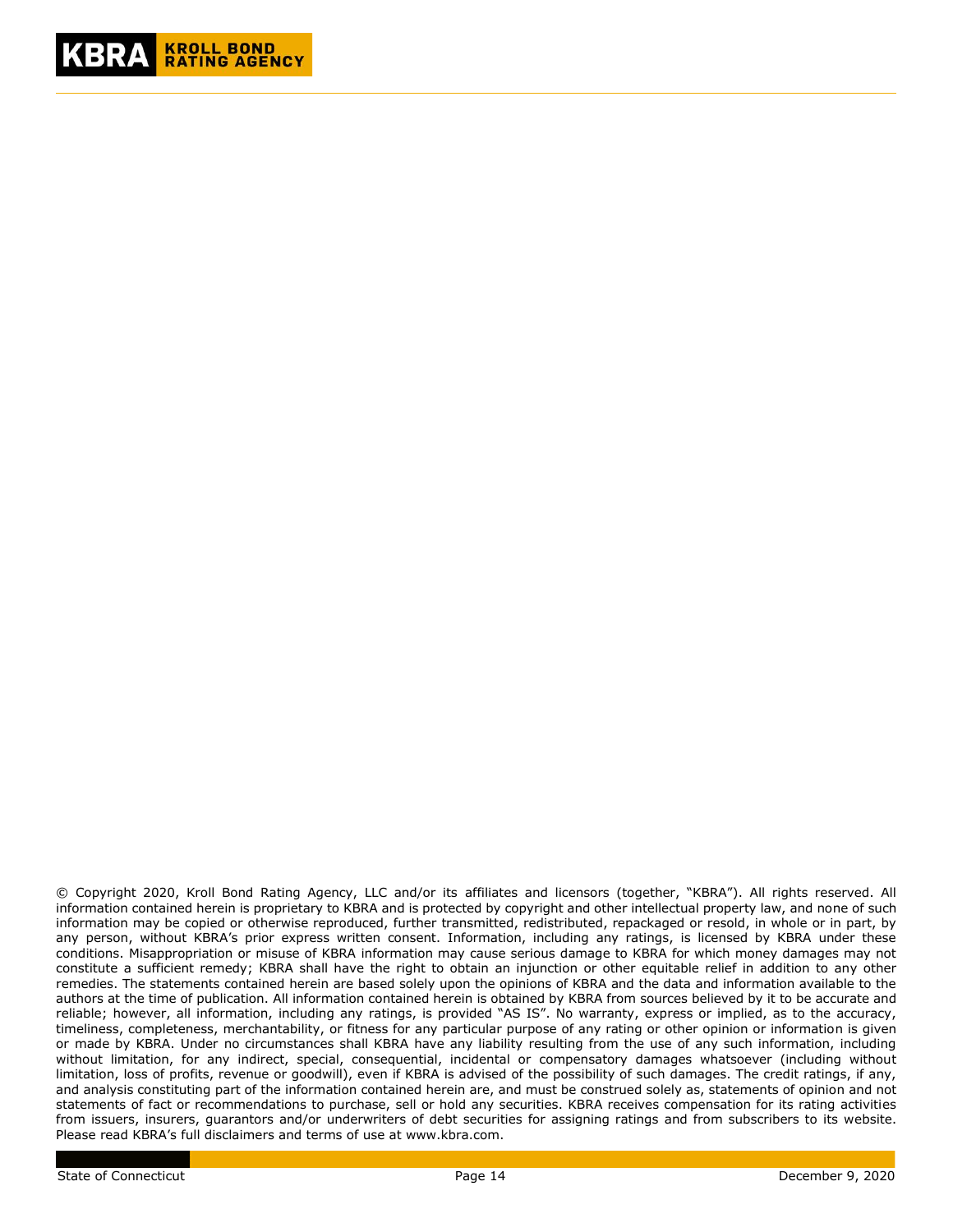© Copyright 2020, Kroll Bond Rating Agency, LLC and/or its affiliates and licensors (together, "KBRA"). All rights reserved. All information contained herein is proprietary to KBRA and is protected by copyright and other intellectual property law, and none of such information may be copied or otherwise reproduced, further transmitted, redistributed, repackaged or resold, in whole or in part, by any person, without KBRA's prior express written consent. Information, including any ratings, is licensed by KBRA under these conditions. Misappropriation or misuse of KBRA information may cause serious damage to KBRA for which money damages may not constitute a sufficient remedy; KBRA shall have the right to obtain an injunction or other equitable relief in addition to any other remedies. The statements contained herein are based solely upon the opinions of KBRA and the data and information available to the authors at the time of publication. All information contained herein is obtained by KBRA from sources believed by it to be accurate and reliable; however, all information, including any ratings, is provided "AS IS". No warranty, express or implied, as to the accuracy, timeliness, completeness, merchantability, or fitness for any particular purpose of any rating or other opinion or information is given or made by KBRA. Under no circumstances shall KBRA have any liability resulting from the use of any such information, including without limitation, for any indirect, special, consequential, incidental or compensatory damages whatsoever (including without limitation, loss of profits, revenue or goodwill), even if KBRA is advised of the possibility of such damages. The credit ratings, if any, and analysis constituting part of the information contained herein are, and must be construed solely as, statements of opinion and not statements of fact or recommendations to purchase, sell or hold any securities. KBRA receives compensation for its rating activities from issuers, insurers, guarantors and/or underwriters of debt securities for assigning ratings and from subscribers to its website. Please read KBRA's full disclaimers and terms of use at www.kbra.com.